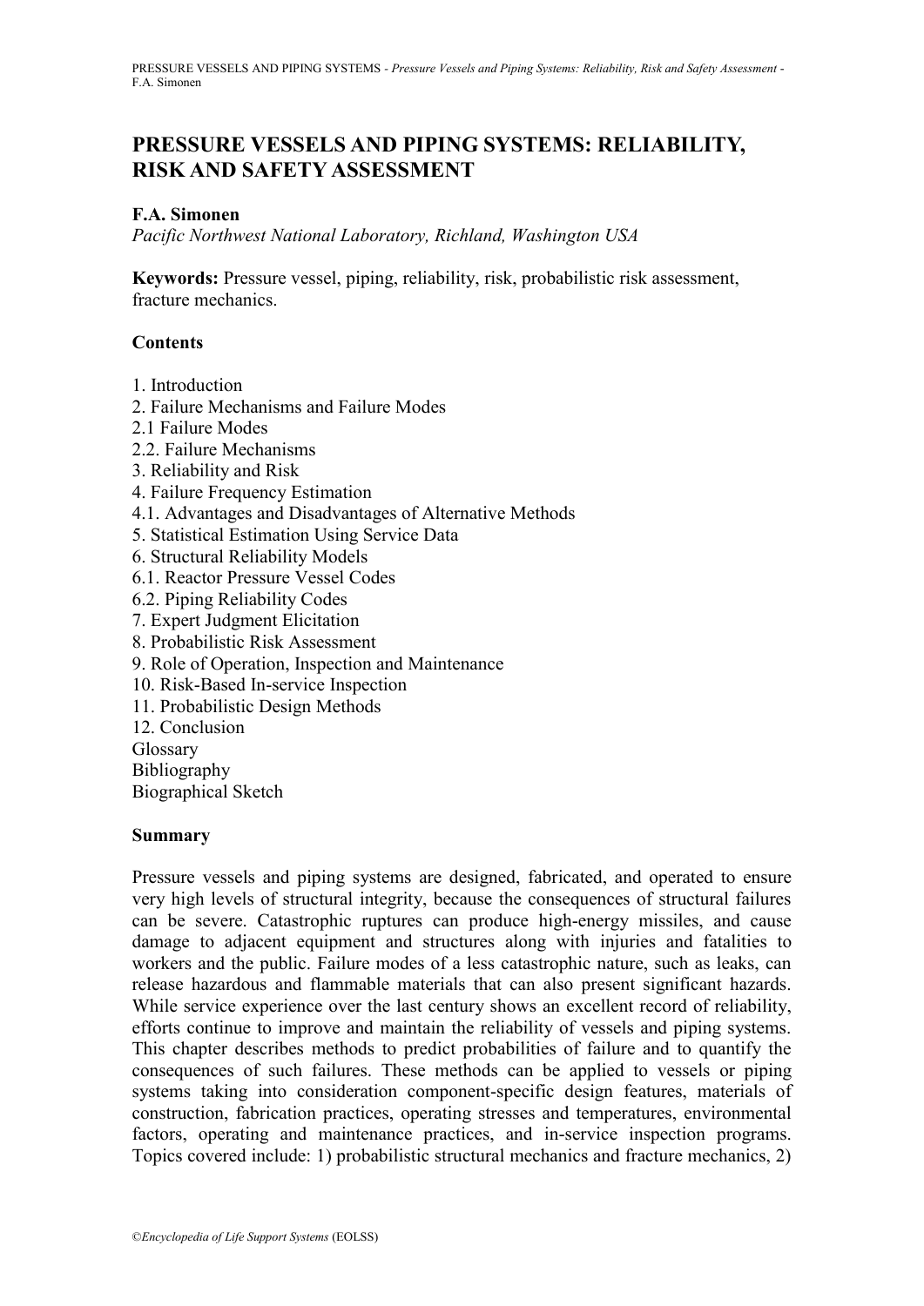# PRESSURE VESSELS AND PIPING SYSTEMS: RELIABILITY, RISK AND SAFETY ASSESSMENT

**F.A. Simonen**

*Pacific Northwest National Laboratory, Richland, Washington USA*

**Keywords:** Pressure vessel, piping, reliability, risk, probabilistic risk assessment, fracture mechanics.

## Contents

1. Introduction
2. Failure Mechanisms and Failure Modes
2.1 Failure Modes
2.2. Failure Mechanisms
3. Reliability and Risk
4. Failure Frequency Estimation
4.1. Advantages and Disadvantages of Alternative Methods
5. Statistical Estimation Using Service Data
6. Structural Reliability Models
6.1. Reactor Pressure Vessel Codes
6.2. Piping Reliability Codes
7. Expert Judgment Elicitation
8. Probabilistic Risk Assessment
9. Role of Operation, Inspection and Maintenance
10. Risk-Based In-service Inspection
11. Probabilistic Design Methods
12. Conclusion

Glossary
Bibliography
Biographical Sketch

## Summary

Pressure vessels and piping systems are designed, fabricated, and operated to ensure very high levels of structural integrity, because the consequences of structural failures can be severe. Catastrophic ruptures can produce high-energy missiles, and cause damage to adjacent equipment and structures along with injuries and fatalities to workers and the public. Failure modes of a less catastrophic nature, such as leaks, can release hazardous and flammable materials that can also present significant hazards. While service experience over the last century shows an excellent record of reliability, efforts continue to improve and maintain the reliability of vessels and piping systems. This chapter describes methods to predict probabilities of failure and to quantify the consequences of such failures. These methods can be applied to vessels or piping systems taking into consideration component-specific design features, materials of construction, fabrication practices, operating stresses and temperatures, environmental factors, operating and maintenance practices, and in-service inspection programs. Topics covered include: 1) probabilistic structural mechanics and fracture mechanics, 2)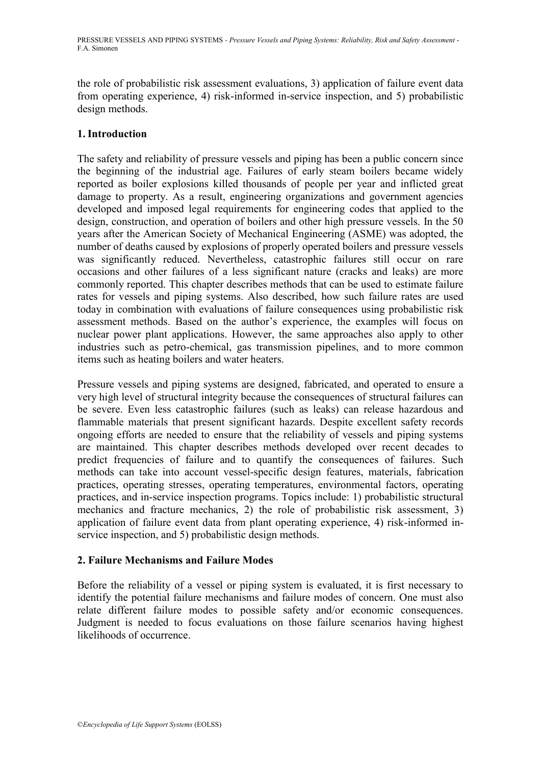the role of probabilistic risk assessment evaluations, 3) application of failure event data from operating experience, 4) risk-informed in-service inspection, and 5) probabilistic design methods.

## 1. Introduction

The safety and reliability of pressure vessels and piping has been a public concern since the beginning of the industrial age. Failures of early steam boilers became widely reported as boiler explosions killed thousands of people per year and inflicted great damage to property. As a result, engineering organizations and government agencies developed and imposed legal requirements for engineering codes that applied to the design, construction, and operation of boilers and other high pressure vessels. In the 50 years after the American Society of Mechanical Engineering (ASME) was adopted, the number of deaths caused by explosions of properly operated boilers and pressure vessels was significantly reduced. Nevertheless, catastrophic failures still occur on rare occasions and other failures of a less significant nature (cracks and leaks) are more commonly reported. This chapter describes methods that can be used to estimate failure rates for vessels and piping systems. Also described, how such failure rates are used today in combination with evaluations of failure consequences using probabilistic risk assessment methods. Based on the author's experience, the examples will focus on nuclear power plant applications. However, the same approaches also apply to other industries such as petro-chemical, gas transmission pipelines, and to more common items such as heating boilers and water heaters.

Pressure vessels and piping systems are designed, fabricated, and operated to ensure a very high level of structural integrity because the consequences of structural failures can be severe. Even less catastrophic failures (such as leaks) can release hazardous and flammable materials that present significant hazards. Despite excellent safety records ongoing efforts are needed to ensure that the reliability of vessels and piping systems are maintained. This chapter describes methods developed over recent decades to predict frequencies of failure and to quantify the consequences of failures. Such methods can take into account vessel-specific design features, materials, fabrication practices, operating stresses, operating temperatures, environmental factors, operating practices, and in-service inspection programs. Topics include: 1) probabilistic structural mechanics and fracture mechanics, 2) the role of probabilistic risk assessment, 3) application of failure event data from plant operating experience, 4) risk-informed in-service inspection, and 5) probabilistic design methods.

## 2. Failure Mechanisms and Failure Modes

Before the reliability of a vessel or piping system is evaluated, it is first necessary to identify the potential failure mechanisms and failure modes of concern. One must also relate different failure modes to possible safety and/or economic consequences. Judgment is needed to focus evaluations on those failure scenarios having highest likelihoods of occurrence.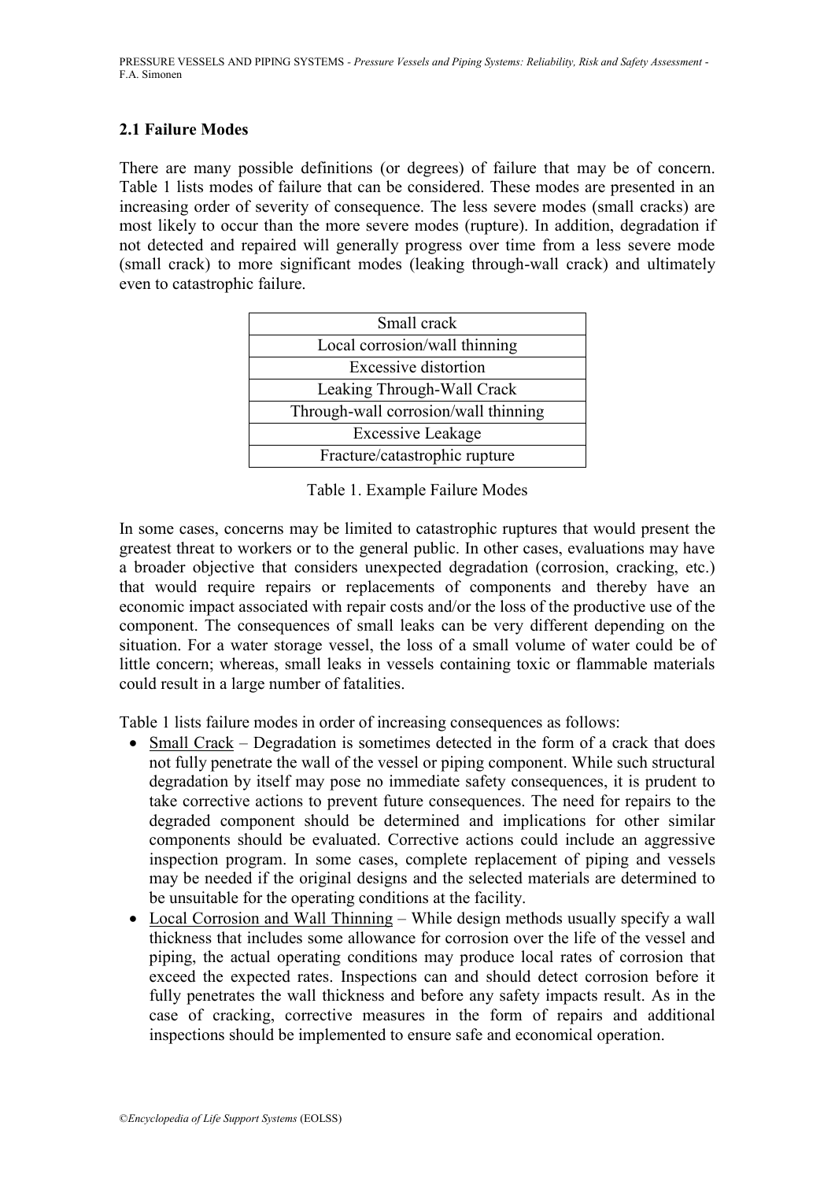## 2.1 Failure Modes

There are many possible definitions (or degrees) of failure that may be of concern. Table 1 lists modes of failure that can be considered. These modes are presented in an increasing order of severity of consequence. The less severe modes (small cracks) are most likely to occur than the more severe modes (rupture). In addition, degradation if not detected and repaired will generally progress over time from a less severe mode (small crack) to more significant modes (leaking through-wall crack) and ultimately even to catastrophic failure.

| Small crack |
| --- |
| Local corrosion/wall thinning |
| Excessive distortion |
| Leaking Through-Wall Crack |
| Through-wall corrosion/wall thinning |
| Excessive Leakage |
| Fracture/catastrophic rupture |

Table 1. Example Failure Modes

In some cases, concerns may be limited to catastrophic ruptures that would present the greatest threat to workers or to the general public. In other cases, evaluations may have a broader objective that considers unexpected degradation (corrosion, cracking, etc.) that would require repairs or replacements of components and thereby have an economic impact associated with repair costs and/or the loss of the productive use of the component. The consequences of small leaks can be very different depending on the situation. For a water storage vessel, the loss of a small volume of water could be of little concern; whereas, small leaks in vessels containing toxic or flammable materials could result in a large number of fatalities.

Table 1 lists failure modes in order of increasing consequences as follows:

- Small Crack – Degradation is sometimes detected in the form of a crack that does not fully penetrate the wall of the vessel or piping component. While such structural degradation by itself may pose no immediate safety consequences, it is prudent to take corrective actions to prevent future consequences. The need for repairs to the degraded component should be determined and implications for other similar components should be evaluated. Corrective actions could include an aggressive inspection program. In some cases, complete replacement of piping and vessels may be needed if the original designs and the selected materials are determined to be unsuitable for the operating conditions at the facility.
- Local Corrosion and Wall Thinning – While design methods usually specify a wall thickness that includes some allowance for corrosion over the life of the vessel and piping, the actual operating conditions may produce local rates of corrosion that exceed the expected rates. Inspections can and should detect corrosion before it fully penetrates the wall thickness and before any safety impacts result. As in the case of cracking, corrective measures in the form of repairs and additional inspections should be implemented to ensure safe and economical operation.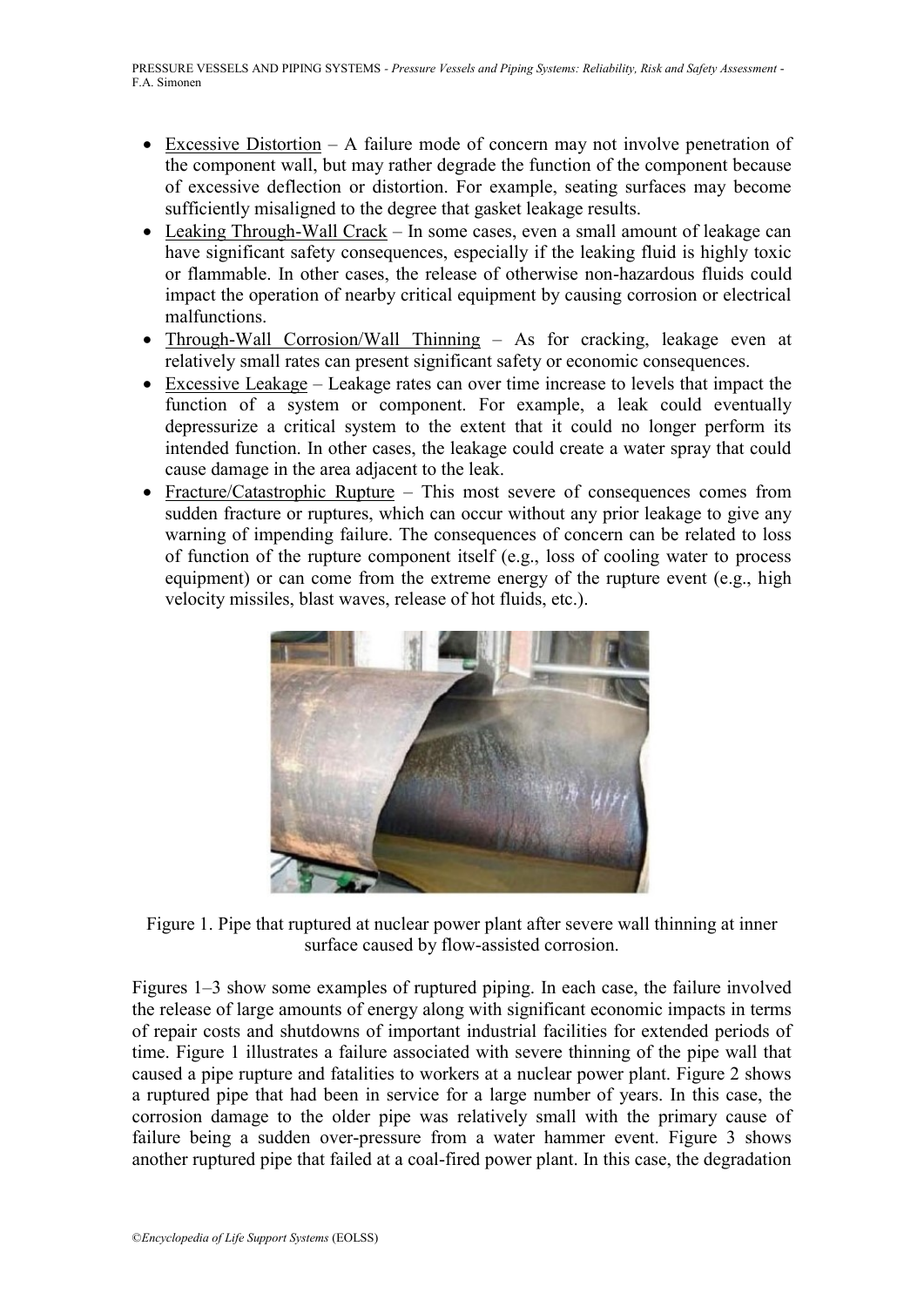- Excessive Distortion – A failure mode of concern may not involve penetration of the component wall, but may rather degrade the function of the component because of excessive deflection or distortion. For example, seating surfaces may become sufficiently misaligned to the degree that gasket leakage results.
- Leaking Through-Wall Crack – In some cases, even a small amount of leakage can have significant safety consequences, especially if the leaking fluid is highly toxic or flammable. In other cases, the release of otherwise non-hazardous fluids could impact the operation of nearby critical equipment by causing corrosion or electrical malfunctions.
- Through-Wall Corrosion/Wall Thinning – As for cracking, leakage even at relatively small rates can present significant safety or economic consequences.
- Excessive Leakage – Leakage rates can over time increase to levels that impact the function of a system or component. For example, a leak could eventually depressurize a critical system to the extent that it could no longer perform its intended function. In other cases, the leakage could create a water spray that could cause damage in the area adjacent to the leak.
- Fracture/Catastrophic Rupture – This most severe of consequences comes from sudden fracture or ruptures, which can occur without any prior leakage to give any warning of impending failure. The consequences of concern can be related to loss of function of the rupture component itself (e.g., loss of cooling water to process equipment) or can come from the extreme energy of the rupture event (e.g., high velocity missiles, blast waves, release of hot fluids, etc.).

Figure 1. Pipe that ruptured at nuclear power plant after severe wall thinning at inner surface caused by flow-assisted corrosion.

Figures 1–3 show some examples of ruptured piping. In each case, the failure involved the release of large amounts of energy along with significant economic impacts in terms of repair costs and shutdowns of important industrial facilities for extended periods of time. Figure 1 illustrates a failure associated with severe thinning of the pipe wall that caused a pipe rupture and fatalities to workers at a nuclear power plant. Figure 2 shows a ruptured pipe that had been in service for a large number of years. In this case, the corrosion damage to the older pipe was relatively small with the primary cause of failure being a sudden over-pressure from a water hammer event. Figure 3 shows another ruptured pipe that failed at a coal-fired power plant. In this case, the degradation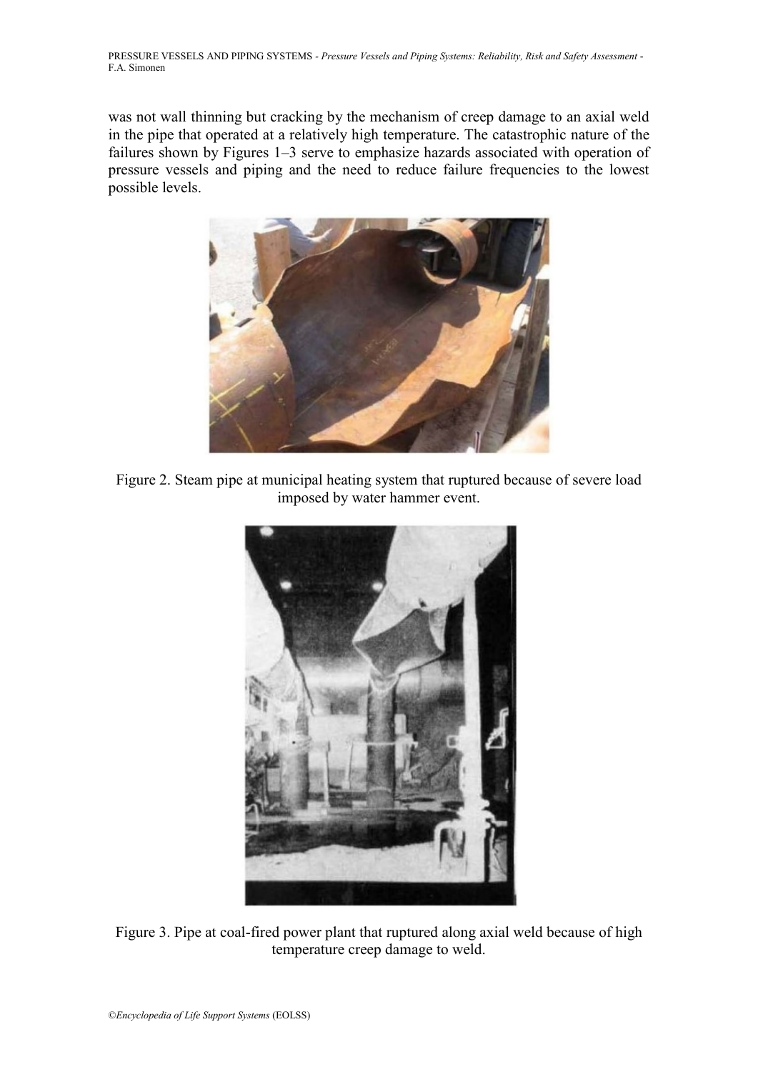was not wall thinning but cracking by the mechanism of creep damage to an axial weld in the pipe that operated at a relatively high temperature. The catastrophic nature of the failures shown by Figures 1–3 serve to emphasize hazards associated with operation of pressure vessels and piping and the need to reduce failure frequencies to the lowest possible levels.

Figure 2. Steam pipe at municipal heating system that ruptured because of severe load imposed by water hammer event.

Figure 3. Pipe at coal-fired power plant that ruptured along axial weld because of high temperature creep damage to weld.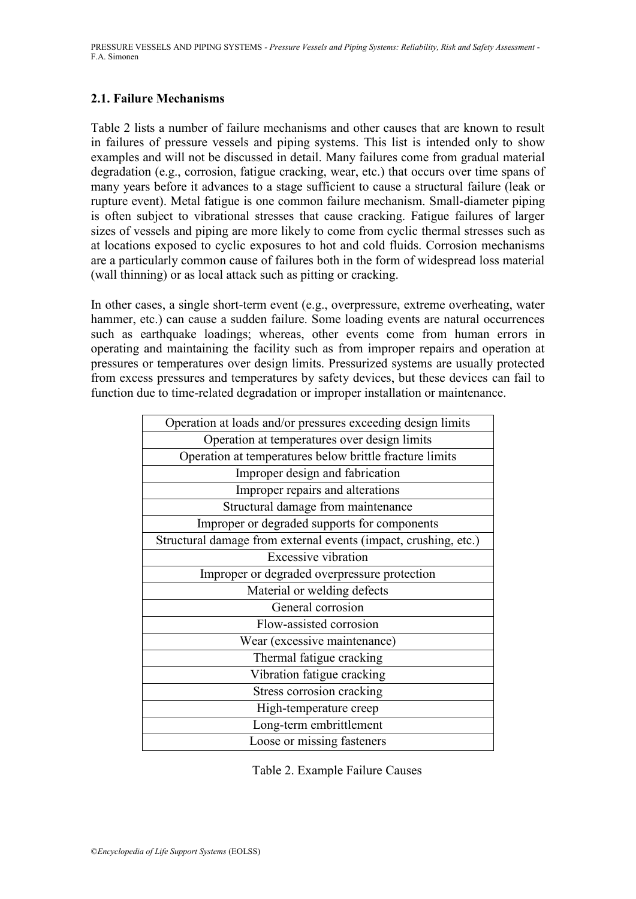### 2.1. Failure Mechanisms

Table 2 lists a number of failure mechanisms and other causes that are known to result in failures of pressure vessels and piping systems. This list is intended only to show examples and will not be discussed in detail. Many failures come from gradual material degradation (e.g., corrosion, fatigue cracking, wear, etc.) that occurs over time spans of many years before it advances to a stage sufficient to cause a structural failure (leak or rupture event). Metal fatigue is one common failure mechanism. Small-diameter piping is often subject to vibrational stresses that cause cracking. Fatigue failures of larger sizes of vessels and piping are more likely to come from cyclic thermal stresses such as at locations exposed to cyclic exposures to hot and cold fluids. Corrosion mechanisms are a particularly common cause of failures both in the form of widespread loss material (wall thinning) or as local attack such as pitting or cracking.

In other cases, a single short-term event (e.g., overpressure, extreme overheating, water hammer, etc.) can cause a sudden failure. Some loading events are natural occurrences such as earthquake loadings; whereas, other events come from human errors in operating and maintaining the facility such as from improper repairs and operation at pressures or temperatures over design limits. Pressurized systems are usually protected from excess pressures and temperatures by safety devices, but these devices can fail to function due to time-related degradation or improper installation or maintenance.

| Operation at loads and/or pressures exceeding design limits |
|---|
| Operation at temperatures over design limits |
| Operation at temperatures below brittle fracture limits |
| Improper design and fabrication |
| Improper repairs and alterations |
| Structural damage from maintenance |
| Improper or degraded supports for components |
| Structural damage from external events (impact, crushing, etc.) |
| Excessive vibration |
| Improper or degraded overpressure protection |
| Material or welding defects |
| General corrosion |
| Flow-assisted corrosion |
| Wear (excessive maintenance) |
| Thermal fatigue cracking |
| Vibration fatigue cracking |
| Stress corrosion cracking |
| High-temperature creep |
| Long-term embrittlement |
| Loose or missing fasteners |

Table 2. Example Failure Causes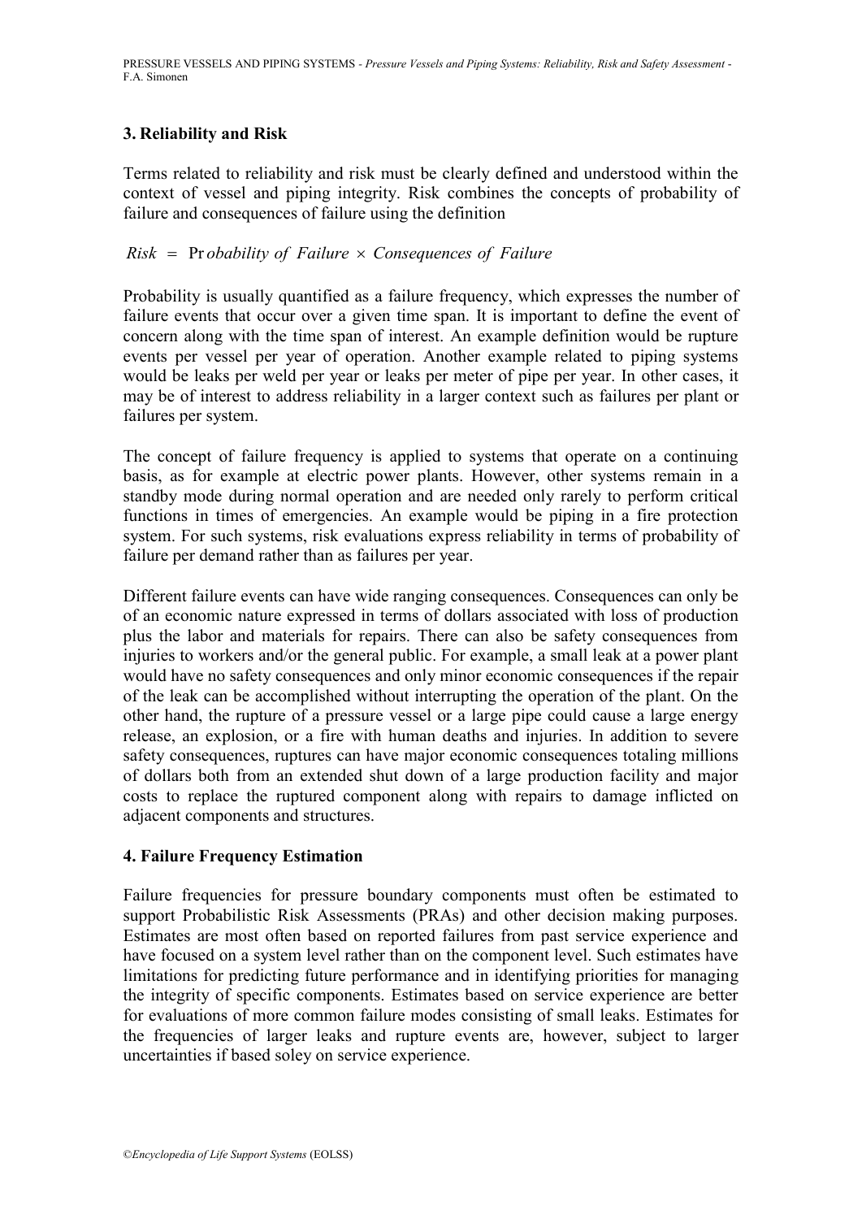## 3. Reliability and Risk

Terms related to reliability and risk must be clearly defined and understood within the context of vessel and piping integrity. Risk combines the concepts of probability of failure and consequences of failure using the definition

$$Risk = \text{Pr}\, obability\ of\ Failure \times Consequences\ of\ Failure$$

Probability is usually quantified as a failure frequency, which expresses the number of failure events that occur over a given time span. It is important to define the event of concern along with the time span of interest. An example definition would be rupture events per vessel per year of operation. Another example related to piping systems would be leaks per weld per year or leaks per meter of pipe per year. In other cases, it may be of interest to address reliability in a larger context such as failures per plant or failures per system.

The concept of failure frequency is applied to systems that operate on a continuing basis, as for example at electric power plants. However, other systems remain in a standby mode during normal operation and are needed only rarely to perform critical functions in times of emergencies. An example would be piping in a fire protection system. For such systems, risk evaluations express reliability in terms of probability of failure per demand rather than as failures per year.

Different failure events can have wide ranging consequences. Consequences can only be of an economic nature expressed in terms of dollars associated with loss of production plus the labor and materials for repairs. There can also be safety consequences from injuries to workers and/or the general public. For example, a small leak at a power plant would have no safety consequences and only minor economic consequences if the repair of the leak can be accomplished without interrupting the operation of the plant. On the other hand, the rupture of a pressure vessel or a large pipe could cause a large energy release, an explosion, or a fire with human deaths and injuries. In addition to severe safety consequences, ruptures can have major economic consequences totaling millions of dollars both from an extended shut down of a large production facility and major costs to replace the ruptured component along with repairs to damage inflicted on adjacent components and structures.

## 4. Failure Frequency Estimation

Failure frequencies for pressure boundary components must often be estimated to support Probabilistic Risk Assessments (PRAs) and other decision making purposes. Estimates are most often based on reported failures from past service experience and have focused on a system level rather than on the component level. Such estimates have limitations for predicting future performance and in identifying priorities for managing the integrity of specific components. Estimates based on service experience are better for evaluations of more common failure modes consisting of small leaks. Estimates for the frequencies of larger leaks and rupture events are, however, subject to larger uncertainties if based soley on service experience.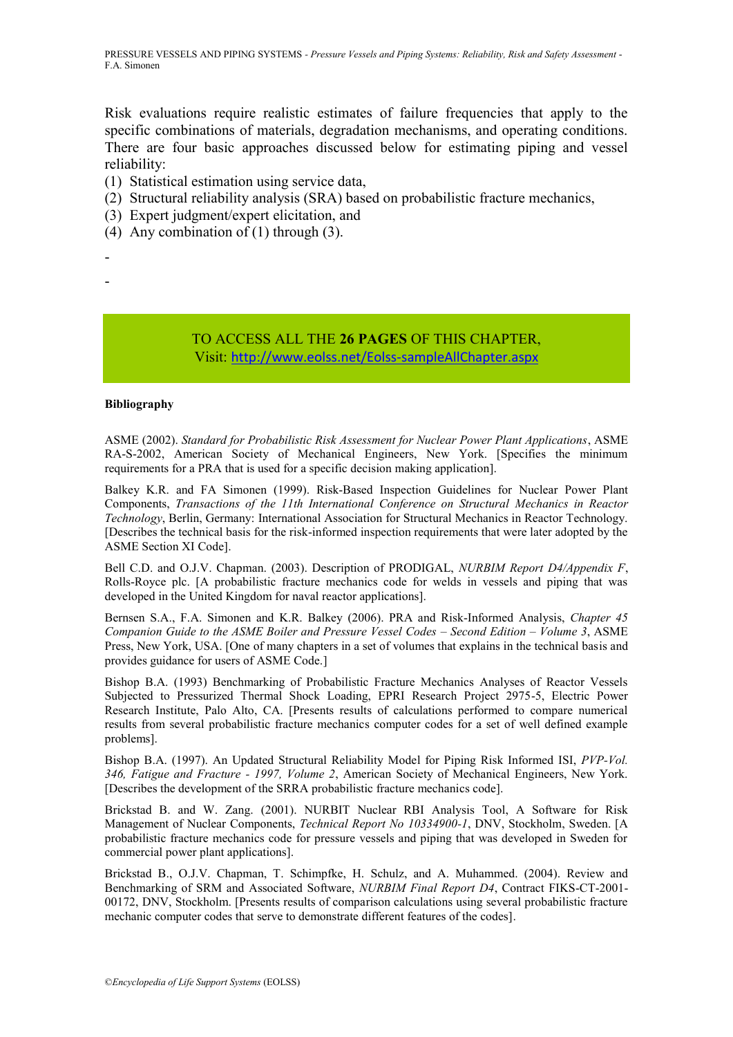Risk evaluations require realistic estimates of failure frequencies that apply to the specific combinations of materials, degradation mechanisms, and operating conditions. There are four basic approaches discussed below for estimating piping and vessel reliability:

(1) Statistical estimation using service data,
(2) Structural reliability analysis (SRA) based on probabilistic fracture mechanics,
(3) Expert judgment/expert elicitation, and
(4) Any combination of (1) through (3).

-

-

TO ACCESS ALL THE **26 PAGES** OF THIS CHAPTER,
Visit: http://www.eolss.net/Eolss-sampleAllChapter.aspx

**Bibliography**

ASME (2002). *Standard for Probabilistic Risk Assessment for Nuclear Power Plant Applications*, ASME RA-S-2002, American Society of Mechanical Engineers, New York. [Specifies the minimum requirements for a PRA that is used for a specific decision making application].

Balkey K.R. and FA Simonen (1999). Risk-Based Inspection Guidelines for Nuclear Power Plant Components, *Transactions of the 11th International Conference on Structural Mechanics in Reactor Technology*, Berlin, Germany: International Association for Structural Mechanics in Reactor Technology. [Describes the technical basis for the risk-informed inspection requirements that were later adopted by the ASME Section XI Code].

Bell C.D. and O.J.V. Chapman. (2003). Description of PRODIGAL, *NURBIM Report D4/Appendix F*, Rolls-Royce plc. [A probabilistic fracture mechanics code for welds in vessels and piping that was developed in the United Kingdom for naval reactor applications].

Bernsen S.A., F.A. Simonen and K.R. Balkey (2006). PRA and Risk-Informed Analysis, *Chapter 45 Companion Guide to the ASME Boiler and Pressure Vessel Codes – Second Edition – Volume 3*, ASME Press, New York, USA. [One of many chapters in a set of volumes that explains in the technical basis and provides guidance for users of ASME Code.]

Bishop B.A. (1993) Benchmarking of Probabilistic Fracture Mechanics Analyses of Reactor Vessels Subjected to Pressurized Thermal Shock Loading, EPRI Research Project 2975-5, Electric Power Research Institute, Palo Alto, CA. [Presents results of calculations performed to compare numerical results from several probabilistic fracture mechanics computer codes for a set of well defined example problems].

Bishop B.A. (1997). An Updated Structural Reliability Model for Piping Risk Informed ISI, *PVP-Vol. 346, Fatigue and Fracture - 1997, Volume 2*, American Society of Mechanical Engineers, New York. [Describes the development of the SRRA probabilistic fracture mechanics code].

Brickstad B. and W. Zang. (2001). NURBIT Nuclear RBI Analysis Tool, A Software for Risk Management of Nuclear Components, *Technical Report No 10334900-1*, DNV, Stockholm, Sweden. [A probabilistic fracture mechanics code for pressure vessels and piping that was developed in Sweden for commercial power plant applications].

Brickstad B., O.J.V. Chapman, T. Schimpfke, H. Schulz, and A. Muhammed. (2004). Review and Benchmarking of SRM and Associated Software, *NURBIM Final Report D4*, Contract FIKS-CT-2001-00172, DNV, Stockholm. [Presents results of comparison calculations using several probabilistic fracture mechanic computer codes that serve to demonstrate different features of the codes].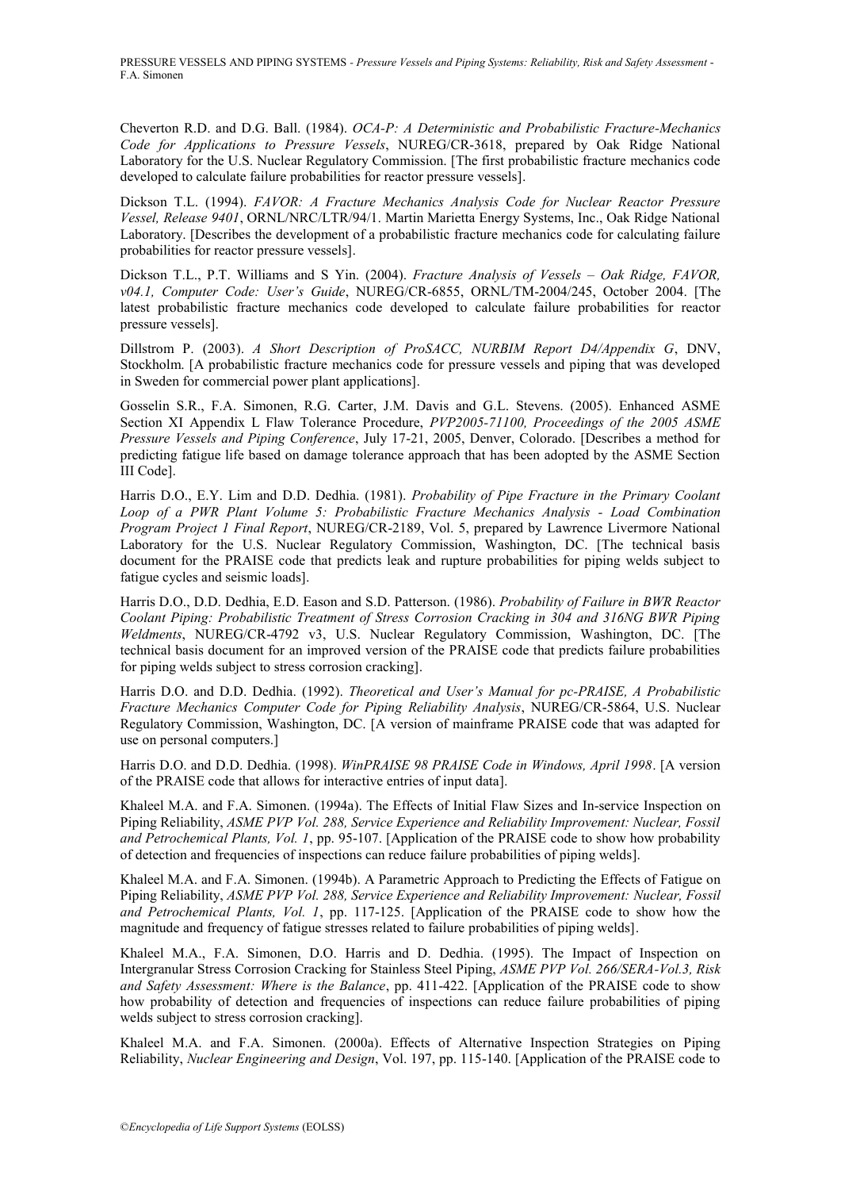Cheverton R.D. and D.G. Ball. (1984). *OCA-P: A Deterministic and Probabilistic Fracture-Mechanics Code for Applications to Pressure Vessels*, NUREG/CR-3618, prepared by Oak Ridge National Laboratory for the U.S. Nuclear Regulatory Commission. [The first probabilistic fracture mechanics code developed to calculate failure probabilities for reactor pressure vessels].

Dickson T.L. (1994). *FAVOR: A Fracture Mechanics Analysis Code for Nuclear Reactor Pressure Vessel, Release 9401*, ORNL/NRC/LTR/94/1. Martin Marietta Energy Systems, Inc., Oak Ridge National Laboratory. [Describes the development of a probabilistic fracture mechanics code for calculating failure probabilities for reactor pressure vessels].

Dickson T.L., P.T. Williams and S Yin. (2004). *Fracture Analysis of Vessels – Oak Ridge, FAVOR, v04.1, Computer Code: User's Guide*, NUREG/CR-6855, ORNL/TM-2004/245, October 2004. [The latest probabilistic fracture mechanics code developed to calculate failure probabilities for reactor pressure vessels].

Dillstrom P. (2003). *A Short Description of ProSACC, NURBIM Report D4/Appendix G*, DNV, Stockholm. [A probabilistic fracture mechanics code for pressure vessels and piping that was developed in Sweden for commercial power plant applications].

Gosselin S.R., F.A. Simonen, R.G. Carter, J.M. Davis and G.L. Stevens. (2005). Enhanced ASME Section XI Appendix L Flaw Tolerance Procedure, *PVP2005-71100, Proceedings of the 2005 ASME Pressure Vessels and Piping Conference*, July 17-21, 2005, Denver, Colorado. [Describes a method for predicting fatigue life based on damage tolerance approach that has been adopted by the ASME Section III Code].

Harris D.O., E.Y. Lim and D.D. Dedhia. (1981). *Probability of Pipe Fracture in the Primary Coolant Loop of a PWR Plant Volume 5: Probabilistic Fracture Mechanics Analysis - Load Combination Program Project 1 Final Report*, NUREG/CR-2189, Vol. 5, prepared by Lawrence Livermore National Laboratory for the U.S. Nuclear Regulatory Commission, Washington, DC. [The technical basis document for the PRAISE code that predicts leak and rupture probabilities for piping welds subject to fatigue cycles and seismic loads].

Harris D.O., D.D. Dedhia, E.D. Eason and S.D. Patterson. (1986). *Probability of Failure in BWR Reactor Coolant Piping: Probabilistic Treatment of Stress Corrosion Cracking in 304 and 316NG BWR Piping Weldments*, NUREG/CR-4792 v3, U.S. Nuclear Regulatory Commission, Washington, DC. [The technical basis document for an improved version of the PRAISE code that predicts failure probabilities for piping welds subject to stress corrosion cracking].

Harris D.O. and D.D. Dedhia. (1992). *Theoretical and User's Manual for pc-PRAISE, A Probabilistic Fracture Mechanics Computer Code for Piping Reliability Analysis*, NUREG/CR-5864, U.S. Nuclear Regulatory Commission, Washington, DC. [A version of mainframe PRAISE code that was adapted for use on personal computers.]

Harris D.O. and D.D. Dedhia. (1998). *WinPRAISE 98 PRAISE Code in Windows, April 1998*. [A version of the PRAISE code that allows for interactive entries of input data].

Khaleel M.A. and F.A. Simonen. (1994a). The Effects of Initial Flaw Sizes and In-service Inspection on Piping Reliability, *ASME PVP Vol. 288, Service Experience and Reliability Improvement: Nuclear, Fossil and Petrochemical Plants, Vol. 1*, pp. 95-107. [Application of the PRAISE code to show how probability of detection and frequencies of inspections can reduce failure probabilities of piping welds].

Khaleel M.A. and F.A. Simonen. (1994b). A Parametric Approach to Predicting the Effects of Fatigue on Piping Reliability, *ASME PVP Vol. 288, Service Experience and Reliability Improvement: Nuclear, Fossil and Petrochemical Plants, Vol. 1*, pp. 117-125. [Application of the PRAISE code to show how the magnitude and frequency of fatigue stresses related to failure probabilities of piping welds].

Khaleel M.A., F.A. Simonen, D.O. Harris and D. Dedhia. (1995). The Impact of Inspection on Intergranular Stress Corrosion Cracking for Stainless Steel Piping, *ASME PVP Vol. 266/SERA-Vol.3, Risk and Safety Assessment: Where is the Balance*, pp. 411-422. [Application of the PRAISE code to show how probability of detection and frequencies of inspections can reduce failure probabilities of piping welds subject to stress corrosion cracking].

Khaleel M.A. and F.A. Simonen. (2000a). Effects of Alternative Inspection Strategies on Piping Reliability, *Nuclear Engineering and Design*, Vol. 197, pp. 115-140. [Application of the PRAISE code to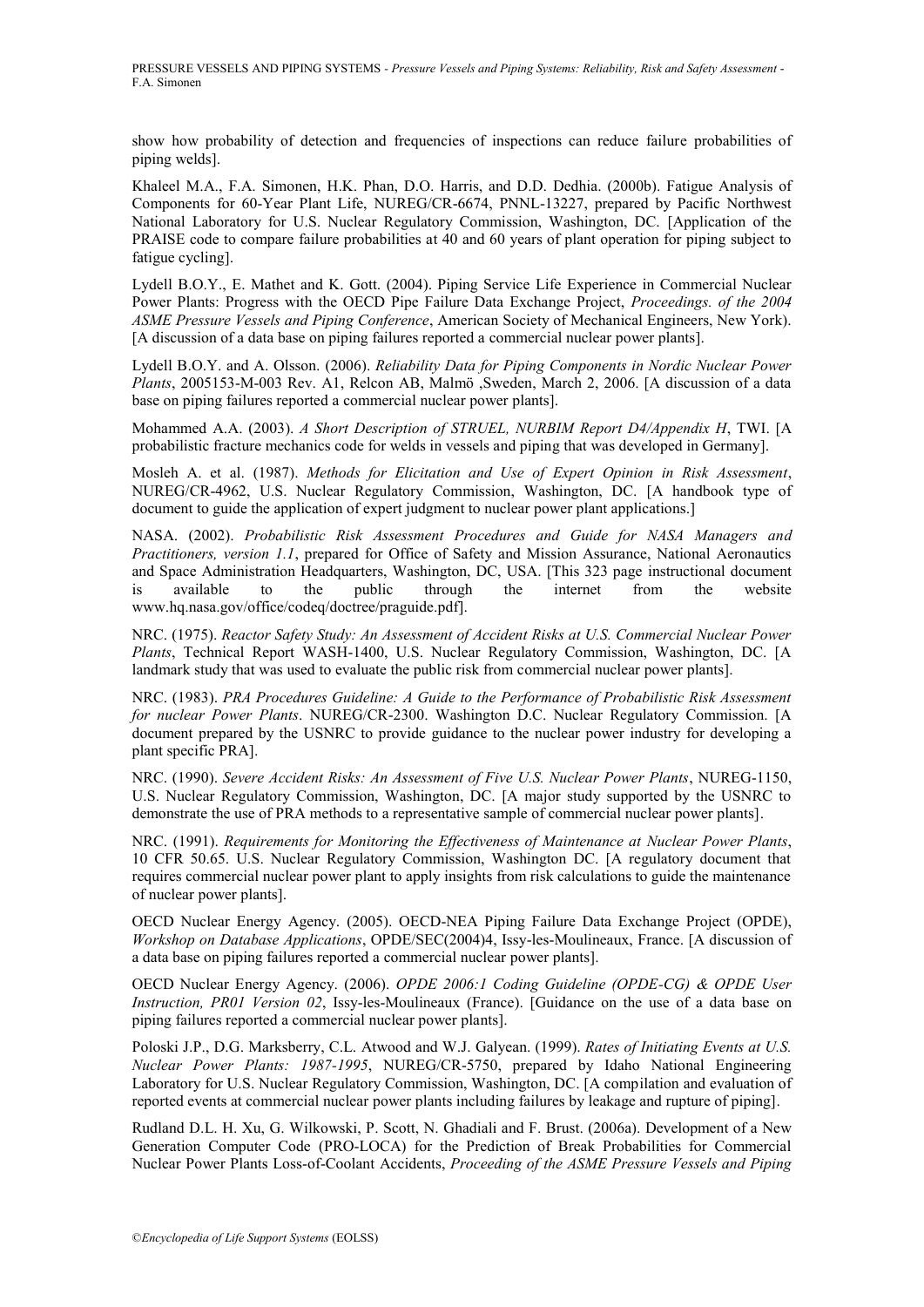show how probability of detection and frequencies of inspections can reduce failure probabilities of piping welds].

Khaleel M.A., F.A. Simonen, H.K. Phan, D.O. Harris, and D.D. Dedhia. (2000b). Fatigue Analysis of Components for 60-Year Plant Life, NUREG/CR-6674, PNNL-13227, prepared by Pacific Northwest National Laboratory for U.S. Nuclear Regulatory Commission, Washington, DC. [Application of the PRAISE code to compare failure probabilities at 40 and 60 years of plant operation for piping subject to fatigue cycling].

Lydell B.O.Y., E. Mathet and K. Gott. (2004). Piping Service Life Experience in Commercial Nuclear Power Plants: Progress with the OECD Pipe Failure Data Exchange Project, *Proceedings. of the 2004 ASME Pressure Vessels and Piping Conference*, American Society of Mechanical Engineers, New York). [A discussion of a data base on piping failures reported a commercial nuclear power plants].

Lydell B.O.Y. and A. Olsson. (2006). *Reliability Data for Piping Components in Nordic Nuclear Power Plants*, 2005153-M-003 Rev. A1, Relcon AB, Malmö ,Sweden, March 2, 2006. [A discussion of a data base on piping failures reported a commercial nuclear power plants].

Mohammed A.A. (2003). *A Short Description of STRUEL, NURBIM Report D4/Appendix H*, TWI. [A probabilistic fracture mechanics code for welds in vessels and piping that was developed in Germany].

Mosleh A. et al. (1987). *Methods for Elicitation and Use of Expert Opinion in Risk Assessment*, NUREG/CR-4962, U.S. Nuclear Regulatory Commission, Washington, DC. [A handbook type of document to guide the application of expert judgment to nuclear power plant applications.]

NASA. (2002). *Probabilistic Risk Assessment Procedures and Guide for NASA Managers and Practitioners, version 1.1*, prepared for Office of Safety and Mission Assurance, National Aeronautics and Space Administration Headquarters, Washington, DC, USA. [This 323 page instructional document is available to the public through the internet from the website www.hq.nasa.gov/office/codeq/doctree/praguide.pdf].

NRC. (1975). *Reactor Safety Study: An Assessment of Accident Risks at U.S. Commercial Nuclear Power Plants*, Technical Report WASH-1400, U.S. Nuclear Regulatory Commission, Washington, DC. [A landmark study that was used to evaluate the public risk from commercial nuclear power plants].

NRC. (1983). *PRA Procedures Guideline: A Guide to the Performance of Probabilistic Risk Assessment for nuclear Power Plants*. NUREG/CR-2300. Washington D.C. Nuclear Regulatory Commission. [A document prepared by the USNRC to provide guidance to the nuclear power industry for developing a plant specific PRA].

NRC. (1990). *Severe Accident Risks: An Assessment of Five U.S. Nuclear Power Plants*, NUREG-1150, U.S. Nuclear Regulatory Commission, Washington, DC. [A major study supported by the USNRC to demonstrate the use of PRA methods to a representative sample of commercial nuclear power plants].

NRC. (1991). *Requirements for Monitoring the Effectiveness of Maintenance at Nuclear Power Plants*, 10 CFR 50.65. U.S. Nuclear Regulatory Commission, Washington DC. [A regulatory document that requires commercial nuclear power plant to apply insights from risk calculations to guide the maintenance of nuclear power plants].

OECD Nuclear Energy Agency. (2005). OECD-NEA Piping Failure Data Exchange Project (OPDE), *Workshop on Database Applications*, OPDE/SEC(2004)4, Issy-les-Moulineaux, France. [A discussion of a data base on piping failures reported a commercial nuclear power plants].

OECD Nuclear Energy Agency. (2006). *OPDE 2006:1 Coding Guideline (OPDE-CG) & OPDE User Instruction, PR01 Version 02*, Issy-les-Moulineaux (France). [Guidance on the use of a data base on piping failures reported a commercial nuclear power plants].

Poloski J.P., D.G. Marksberry, C.L. Atwood and W.J. Galyean. (1999). *Rates of Initiating Events at U.S. Nuclear Power Plants: 1987-1995*, NUREG/CR-5750, prepared by Idaho National Engineering Laboratory for U.S. Nuclear Regulatory Commission, Washington, DC. [A compilation and evaluation of reported events at commercial nuclear power plants including failures by leakage and rupture of piping].

Rudland D.L. H. Xu, G. Wilkowski, P. Scott, N. Ghadiali and F. Brust. (2006a). Development of a New Generation Computer Code (PRO-LOCA) for the Prediction of Break Probabilities for Commercial Nuclear Power Plants Loss-of-Coolant Accidents, *Proceeding of the ASME Pressure Vessels and Piping*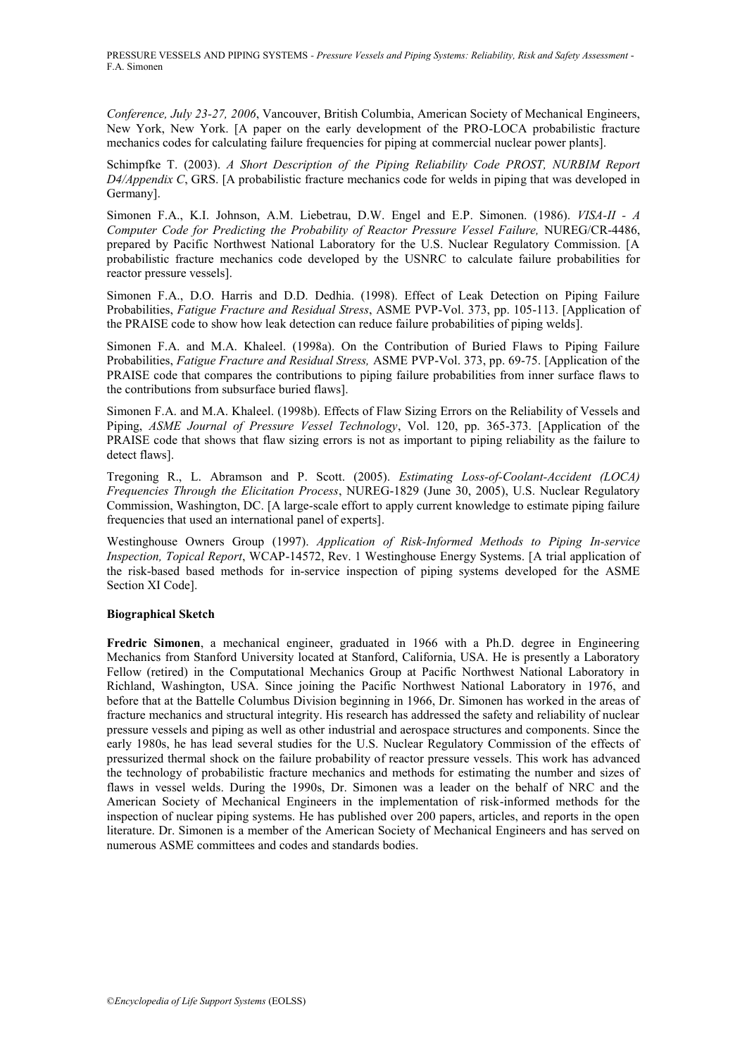*Conference, July 23-27, 2006*, Vancouver, British Columbia, American Society of Mechanical Engineers, New York, New York. [A paper on the early development of the PRO-LOCA probabilistic fracture mechanics codes for calculating failure frequencies for piping at commercial nuclear power plants].

Schimpfke T. (2003). *A Short Description of the Piping Reliability Code PROST, NURBIM Report D4/Appendix C*, GRS. [A probabilistic fracture mechanics code for welds in piping that was developed in Germany].

Simonen F.A., K.I. Johnson, A.M. Liebetrau, D.W. Engel and E.P. Simonen. (1986). *VISA-II - A Computer Code for Predicting the Probability of Reactor Pressure Vessel Failure,* NUREG/CR-4486, prepared by Pacific Northwest National Laboratory for the U.S. Nuclear Regulatory Commission. [A probabilistic fracture mechanics code developed by the USNRC to calculate failure probabilities for reactor pressure vessels].

Simonen F.A., D.O. Harris and D.D. Dedhia. (1998). Effect of Leak Detection on Piping Failure Probabilities, *Fatigue Fracture and Residual Stress*, ASME PVP-Vol. 373, pp. 105-113. [Application of the PRAISE code to show how leak detection can reduce failure probabilities of piping welds].

Simonen F.A. and M.A. Khaleel. (1998a). On the Contribution of Buried Flaws to Piping Failure Probabilities, *Fatigue Fracture and Residual Stress,* ASME PVP-Vol. 373, pp. 69-75. [Application of the PRAISE code that compares the contributions to piping failure probabilities from inner surface flaws to the contributions from subsurface buried flaws].

Simonen F.A. and M.A. Khaleel. (1998b). Effects of Flaw Sizing Errors on the Reliability of Vessels and Piping, *ASME Journal of Pressure Vessel Technology*, Vol. 120, pp. 365-373. [Application of the PRAISE code that shows that flaw sizing errors is not as important to piping reliability as the failure to detect flaws].

Tregoning R., L. Abramson and P. Scott. (2005). *Estimating Loss-of-Coolant-Accident (LOCA) Frequencies Through the Elicitation Process*, NUREG-1829 (June 30, 2005), U.S. Nuclear Regulatory Commission, Washington, DC. [A large-scale effort to apply current knowledge to estimate piping failure frequencies that used an international panel of experts].

Westinghouse Owners Group (1997). *Application of Risk-Informed Methods to Piping In-service Inspection, Topical Report*, WCAP-14572, Rev. 1 Westinghouse Energy Systems. [A trial application of the risk-based based methods for in-service inspection of piping systems developed for the ASME Section XI Code].

**Biographical Sketch**

**Fredric Simonen**, a mechanical engineer, graduated in 1966 with a Ph.D. degree in Engineering Mechanics from Stanford University located at Stanford, California, USA. He is presently a Laboratory Fellow (retired) in the Computational Mechanics Group at Pacific Northwest National Laboratory in Richland, Washington, USA. Since joining the Pacific Northwest National Laboratory in 1976, and before that at the Battelle Columbus Division beginning in 1966, Dr. Simonen has worked in the areas of fracture mechanics and structural integrity. His research has addressed the safety and reliability of nuclear pressure vessels and piping as well as other industrial and aerospace structures and components. Since the early 1980s, he has lead several studies for the U.S. Nuclear Regulatory Commission of the effects of pressurized thermal shock on the failure probability of reactor pressure vessels. This work has advanced the technology of probabilistic fracture mechanics and methods for estimating the number and sizes of flaws in vessel welds. During the 1990s, Dr. Simonen was a leader on the behalf of NRC and the American Society of Mechanical Engineers in the implementation of risk-informed methods for the inspection of nuclear piping systems. He has published over 200 papers, articles, and reports in the open literature. Dr. Simonen is a member of the American Society of Mechanical Engineers and has served on numerous ASME committees and codes and standards bodies.